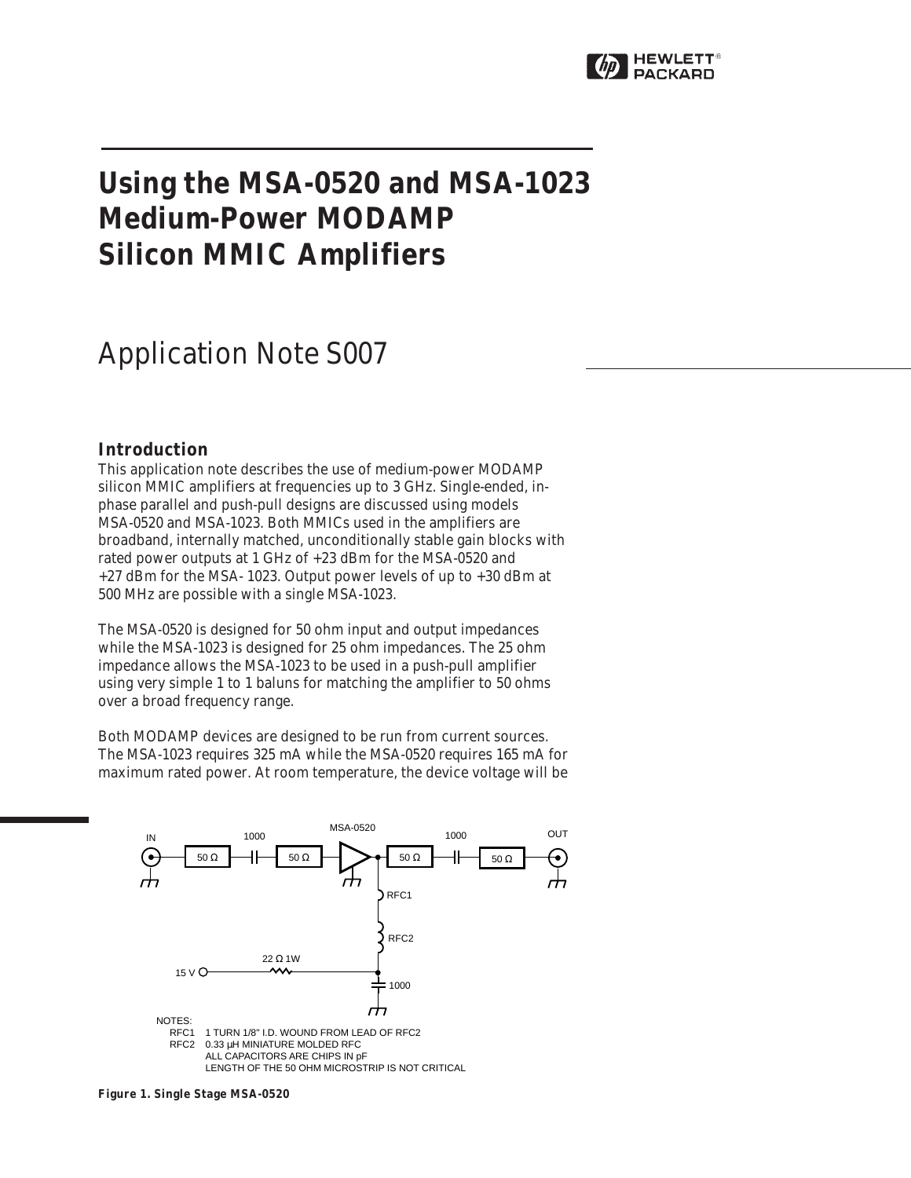# Using the MSA-0520 and MSA-1023 Medium-Power MODAMP Silicon MMIC Amplifiers

## Application Note S007

### Introduction

This application note describes the use of medium-power MODAMP silicon MMIC amplifiers at frequencies up to 3 GHz. Single-ended, in-phase parallel and push-pull designs are discussed using models MSA-0520 and MSA-1023. Both MMICs used in the amplifiers are broadband, internally matched, unconditionally stable gain blocks with rated power outputs at 1 GHz of +23 dBm for the MSA-0520 and +27 dBm for the MSA- 1023. Output power levels of up to +30 dBm at 500 MHz are possible with a single MSA-1023.

The MSA-0520 is designed for 50 ohm input and output impedances while the MSA-1023 is designed for 25 ohm impedances. The 25 ohm impedance allows the MSA-1023 to be used in a push-pull amplifier using very simple 1 to 1 baluns for matching the amplifier to 50 ohms over a broad frequency range.

Both MODAMP devices are designed to be run from current sources. The MSA-1023 requires 325 mA while the MSA-0520 requires 165 mA for maximum rated power. At room temperature, the device voltage will be

IN — 50 Ω — 1000 — 50 Ω — MSA-0520 — 50 Ω — 1000 — 50 Ω — OUT

RFC1, RFC2, 22 Ω 1W, 15 V, 1000

NOTES:
RFC1 1 TURN 1/8" I.D. WOUND FROM LEAD OF RFC2
RFC2 0.33 µH MINIATURE MOLDED RFC
ALL CAPACITORS ARE CHIPS IN pF
LENGTH OF THE 50 OHM MICROSTRIP IS NOT CRITICAL

**Figure 1. Single Stage MSA-0520**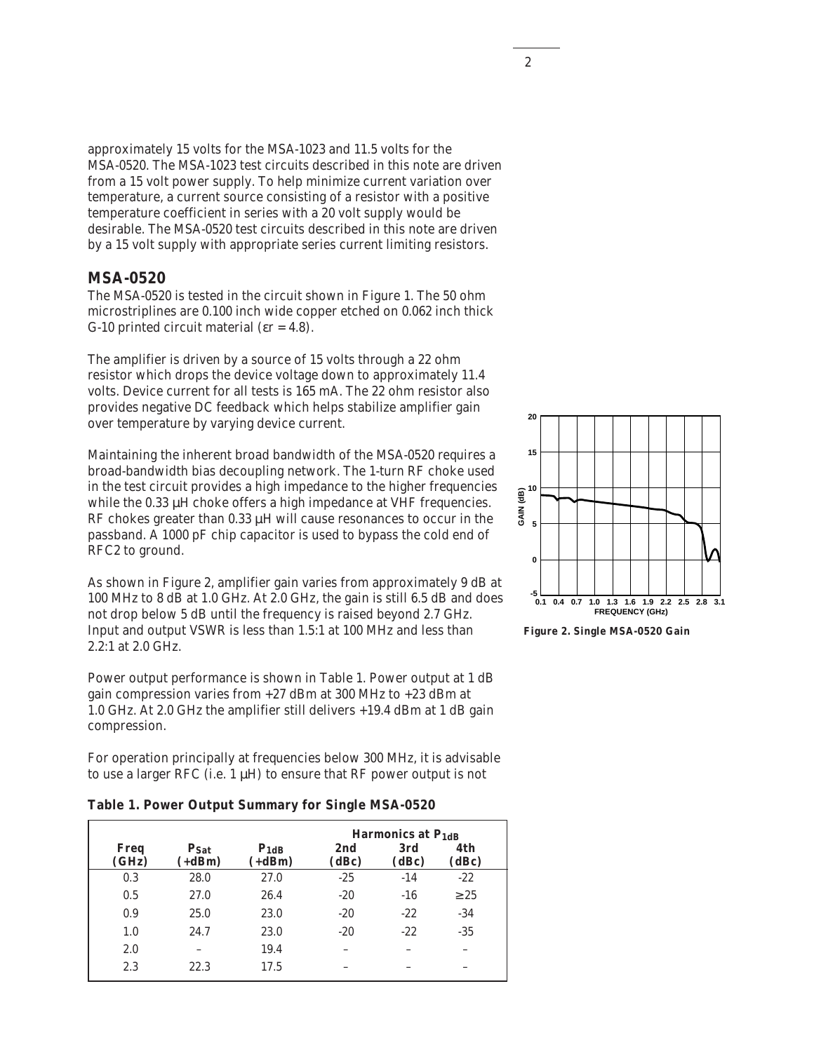approximately 15 volts for the MSA-1023 and 11.5 volts for the MSA-0520. The MSA-1023 test circuits described in this note are driven from a 15 volt power supply. To help minimize current variation over temperature, a current source consisting of a resistor with a positive temperature coefficient in series with a 20 volt supply would be desirable. The MSA-0520 test circuits described in this note are driven by a 15 volt supply with appropriate series current limiting resistors.

## MSA-0520

The MSA-0520 is tested in the circuit shown in Figure 1. The 50 ohm microstriplines are 0.100 inch wide copper etched on 0.062 inch thick G-10 printed circuit material ($\varepsilon r = 4.8$).

The amplifier is driven by a source of 15 volts through a 22 ohm resistor which drops the device voltage down to approximately 11.4 volts. Device current for all tests is 165 mA. The 22 ohm resistor also provides negative DC feedback which helps stabilize amplifier gain over temperature by varying device current.

Maintaining the inherent broad bandwidth of the MSA-0520 requires a broad-bandwidth bias decoupling network. The 1-turn RF choke used in the test circuit provides a high impedance to the higher frequencies while the 0.33 µH choke offers a high impedance at VHF frequencies. RF chokes greater than 0.33 µH will cause resonances to occur in the passband. A 1000 pF chip capacitor is used to bypass the cold end of RFC2 to ground.

As shown in Figure 2, amplifier gain varies from approximately 9 dB at 100 MHz to 8 dB at 1.0 GHz. At 2.0 GHz, the gain is still 6.5 dB and does not drop below 5 dB until the frequency is raised beyond 2.7 GHz. Input and output VSWR is less than 1.5:1 at 100 MHz and less than 2.2:1 at 2.0 GHz.

Power output performance is shown in Table 1. Power output at 1 dB gain compression varies from +27 dBm at 300 MHz to +23 dBm at 1.0 GHz. At 2.0 GHz the amplifier still delivers +19.4 dBm at 1 dB gain compression.

For operation principally at frequencies below 300 MHz, it is advisable to use a larger RFC (i.e. 1 µH) to ensure that RF power output is not

**Figure 2. Single MSA-0520 Gain**

**Table 1. Power Output Summary for Single MSA-0520**

| Freq (GHz) | $P_{Sat}$ (+dBm) | $P_{1dB}$ (+dBm) | Harmonics at $P_{1dB}$ 2nd (dBc) | 3rd (dBc) | 4th (dBc) |
|---|---|---|---|---|---|
| 0.3 | 28.0 | 27.0 | -25 | -14 | -22 |
| 0.5 | 27.0 | 26.4 | -20 | -16 | ≥25 |
| 0.9 | 25.0 | 23.0 | -20 | -22 | -34 |
| 1.0 | 24.7 | 23.0 | -20 | -22 | -35 |
| 2.0 | – | 19.4 | – | – | – |
| 2.3 | 22.3 | 17.5 | – | – | – |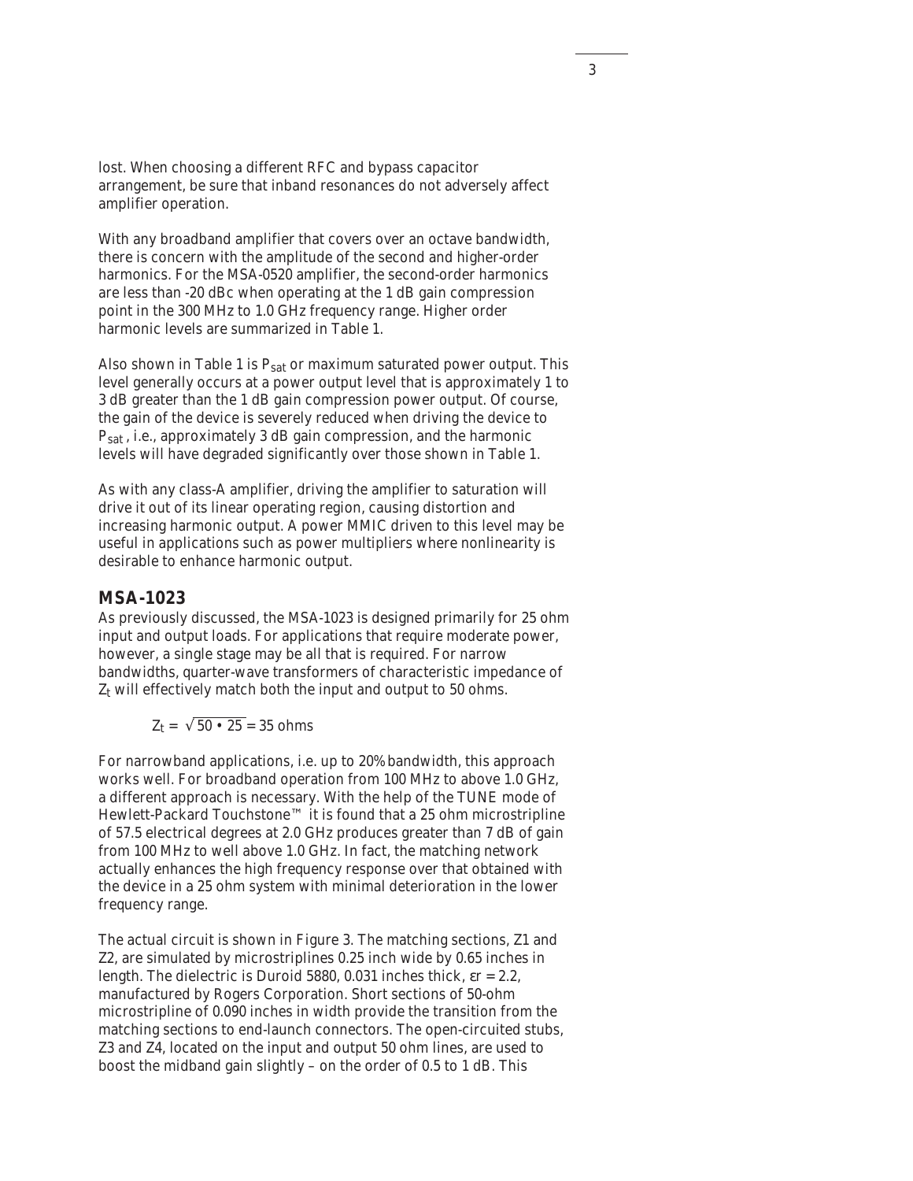lost. When choosing a different RFC and bypass capacitor arrangement, be sure that inband resonances do not adversely affect amplifier operation.

With any broadband amplifier that covers over an octave bandwidth, there is concern with the amplitude of the second and higher-order harmonics. For the MSA-0520 amplifier, the second-order harmonics are less than -20 dBc when operating at the 1 dB gain compression point in the 300 MHz to 1.0 GHz frequency range. Higher order harmonic levels are summarized in Table 1.

Also shown in Table 1 is $P_{sat}$ or maximum saturated power output. This level generally occurs at a power output level that is approximately 1 to 3 dB greater than the 1 dB gain compression power output. Of course, the gain of the device is severely reduced when driving the device to $P_{sat}$ , i.e., approximately 3 dB gain compression, and the harmonic levels will have degraded significantly over those shown in Table 1.

As with any class-A amplifier, driving the amplifier to saturation will drive it out of its linear operating region, causing distortion and increasing harmonic output. A power MMIC driven to this level may be useful in applications such as power multipliers where nonlinearity is desirable to enhance harmonic output.

## MSA-1023

As previously discussed, the MSA-1023 is designed primarily for 25 ohm input and output loads. For applications that require moderate power, however, a single stage may be all that is required. For narrow bandwidths, quarter-wave transformers of characteristic impedance of $Z_t$ will effectively match both the input and output to 50 ohms.

$$Z_t = \sqrt{50 \cdot 25} = 35 \text{ ohms}$$

For narrowband applications, i.e. up to 20% bandwidth, this approach works well. For broadband operation from 100 MHz to above 1.0 GHz, a different approach is necessary. With the help of the TUNE mode of Hewlett-Packard Touchstone™ it is found that a 25 ohm microstripline of 57.5 electrical degrees at 2.0 GHz produces greater than 7 dB of gain from 100 MHz to well above 1.0 GHz. In fact, the matching network actually enhances the high frequency response over that obtained with the device in a 25 ohm system with minimal deterioration in the lower frequency range.

The actual circuit is shown in Figure 3. The matching sections, Z1 and Z2, are simulated by microstriplines 0.25 inch wide by 0.65 inches in length. The dielectric is Duroid 5880, 0.031 inches thick, $\varepsilon r = 2.2$, manufactured by Rogers Corporation. Short sections of 50-ohm microstripline of 0.090 inches in width provide the transition from the matching sections to end-launch connectors. The open-circuited stubs, Z3 and Z4, located on the input and output 50 ohm lines, are used to boost the midband gain slightly – on the order of 0.5 to 1 dB. This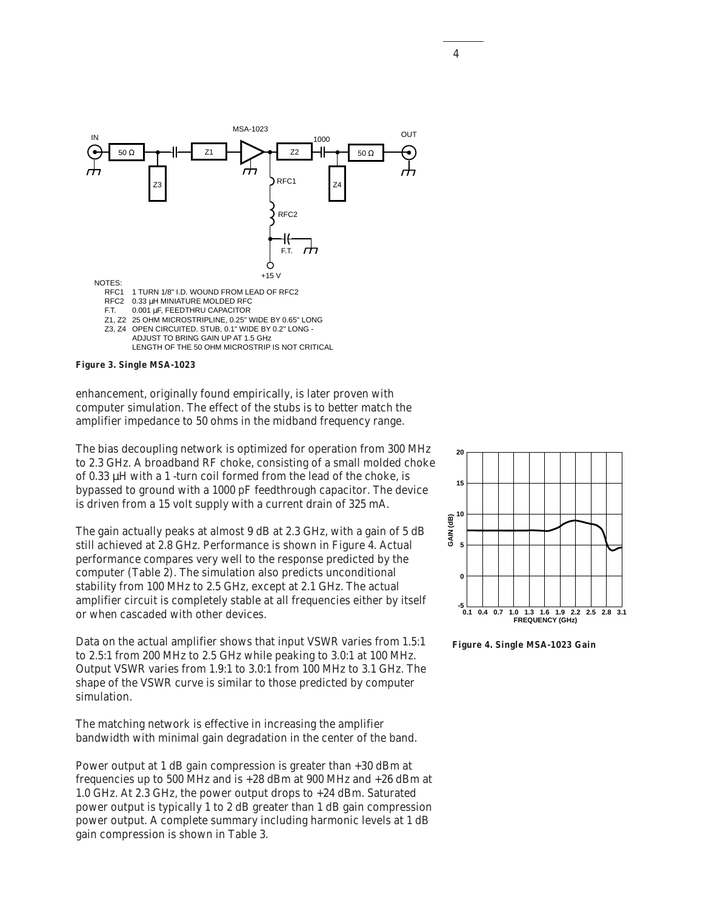NOTES:

- RFC1 1 TURN 1/8" I.D. WOUND FROM LEAD OF RFC2
- RFC2 0.33 µH MINIATURE MOLDED RFC
- F.T. 0.001 µF, FEEDTHRU CAPACITOR
- Z1, Z2 25 OHM MICROSTRIPLINE, 0.25" WIDE BY 0.65" LONG
- Z3, Z4 OPEN CIRCUITED. STUB, 0.1" WIDE BY 0.2" LONG - ADJUST TO BRING GAIN UP AT 1.5 GHz

LENGTH OF THE 50 OHM MICROSTRIP IS NOT CRITICAL

**Figure 3. Single MSA-1023**

enhancement, originally found empirically, is later proven with computer simulation. The effect of the stubs is to better match the amplifier impedance to 50 ohms in the midband frequency range.

The bias decoupling network is optimized for operation from 300 MHz to 2.3 GHz. A broadband RF choke, consisting of a small molded choke of 0.33 µH with a 1 -turn coil formed from the lead of the choke, is bypassed to ground with a 1000 pF feedthrough capacitor. The device is driven from a 15 volt supply with a current drain of 325 mA.

The gain actually peaks at almost 9 dB at 2.3 GHz, with a gain of 5 dB still achieved at 2.8 GHz. Performance is shown in Figure 4. Actual performance compares very well to the response predicted by the computer (Table 2). The simulation also predicts unconditional stability from 100 MHz to 2.5 GHz, except at 2.1 GHz. The actual amplifier circuit is completely stable at all frequencies either by itself or when cascaded with other devices.

Data on the actual amplifier shows that input VSWR varies from 1.5:1 to 2.5:1 from 200 MHz to 2.5 GHz while peaking to 3.0:1 at 100 MHz. Output VSWR varies from 1.9:1 to 3.0:1 from 100 MHz to 3.1 GHz. The shape of the VSWR curve is similar to those predicted by computer simulation.

The matching network is effective in increasing the amplifier bandwidth with minimal gain degradation in the center of the band.

Power output at 1 dB gain compression is greater than +30 dBm at frequencies up to 500 MHz and is +28 dBm at 900 MHz and +26 dBm at 1.0 GHz. At 2.3 GHz, the power output drops to +24 dBm. Saturated power output is typically 1 to 2 dB greater than 1 dB gain compression power output. A complete summary including harmonic levels at 1 dB gain compression is shown in Table 3.

**Figure 4. Single MSA-1023 Gain**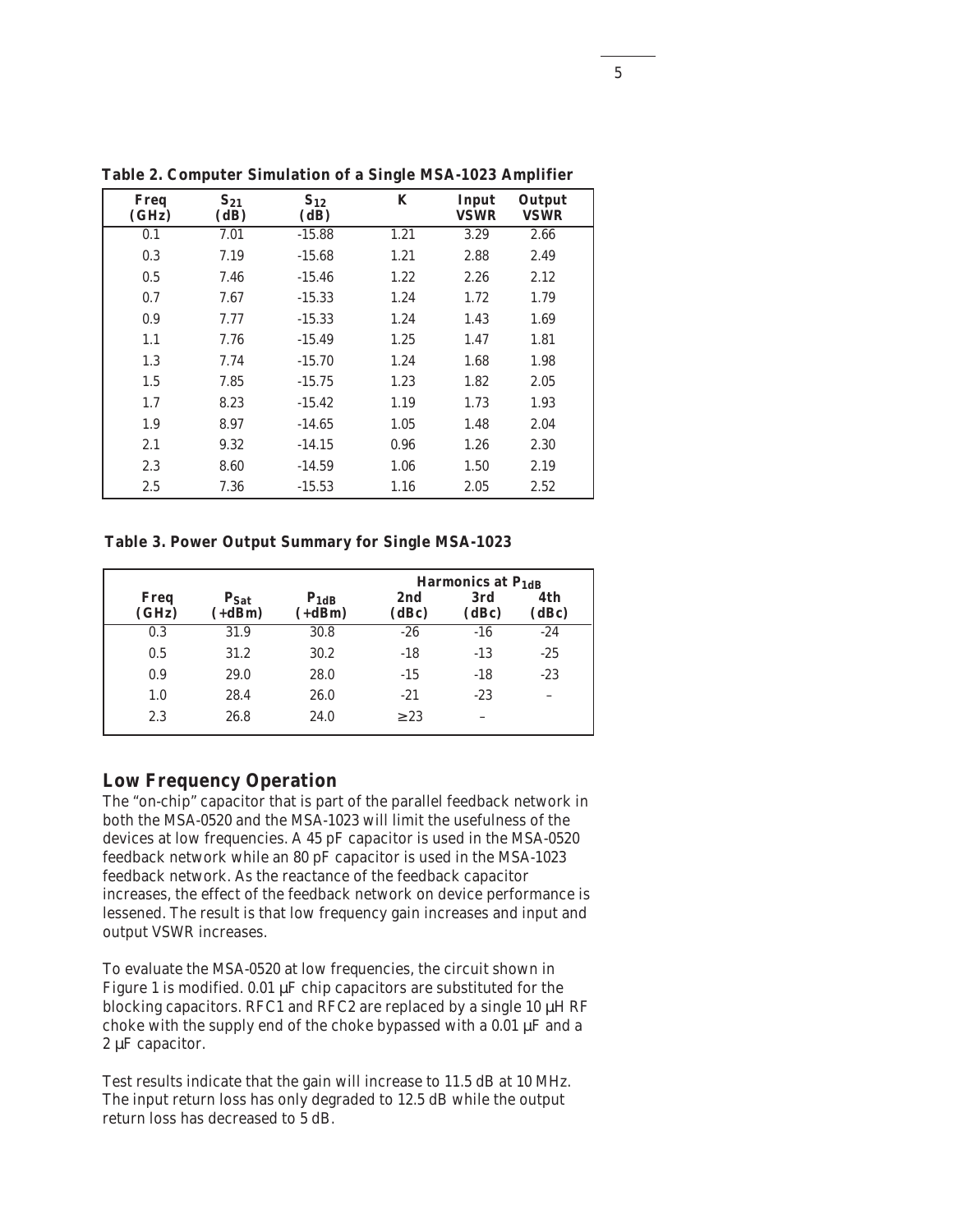**Table 2. Computer Simulation of a Single MSA-1023 Amplifier**

| Freq (GHz) | $S_{21}$ (dB) | $S_{12}$ (dB) | K | Input VSWR | Output VSWR |
|---|---|---|---|---|---|
| 0.1 | 7.01 | -15.88 | 1.21 | 3.29 | 2.66 |
| 0.3 | 7.19 | -15.68 | 1.21 | 2.88 | 2.49 |
| 0.5 | 7.46 | -15.46 | 1.22 | 2.26 | 2.12 |
| 0.7 | 7.67 | -15.33 | 1.24 | 1.72 | 1.79 |
| 0.9 | 7.77 | -15.33 | 1.24 | 1.43 | 1.69 |
| 1.1 | 7.76 | -15.49 | 1.25 | 1.47 | 1.81 |
| 1.3 | 7.74 | -15.70 | 1.24 | 1.68 | 1.98 |
| 1.5 | 7.85 | -15.75 | 1.23 | 1.82 | 2.05 |
| 1.7 | 8.23 | -15.42 | 1.19 | 1.73 | 1.93 |
| 1.9 | 8.97 | -14.65 | 1.05 | 1.48 | 2.04 |
| 2.1 | 9.32 | -14.15 | 0.96 | 1.26 | 2.30 |
| 2.3 | 8.60 | -14.59 | 1.06 | 1.50 | 2.19 |
| 2.5 | 7.36 | -15.53 | 1.16 | 2.05 | 2.52 |

**Table 3. Power Output Summary for Single MSA-1023**

| | | | Harmonics at $P_{1dB}$ | | |
|---|---|---|---|---|---|
| Freq (GHz) | $P_{Sat}$ (+dBm) | $P_{1dB}$ (+dBm) | 2nd (dBc) | 3rd (dBc) | 4th (dBc) |
| 0.3 | 31.9 | 30.8 | -26 | -16 | -24 |
| 0.5 | 31.2 | 30.2 | -18 | -13 | -25 |
| 0.9 | 29.0 | 28.0 | -15 | -18 | -23 |
| 1.0 | 28.4 | 26.0 | -21 | -23 | – |
| 2.3 | 26.8 | 24.0 | ≥23 | – | |

## Low Frequency Operation

The "on-chip" capacitor that is part of the parallel feedback network in both the MSA-0520 and the MSA-1023 will limit the usefulness of the devices at low frequencies. A 45 pF capacitor is used in the MSA-0520 feedback network while an 80 pF capacitor is used in the MSA-1023 feedback network. As the reactance of the feedback capacitor increases, the effect of the feedback network on device performance is lessened. The result is that low frequency gain increases and input and output VSWR increases.

To evaluate the MSA-0520 at low frequencies, the circuit shown in Figure 1 is modified. 0.01 μF chip capacitors are substituted for the blocking capacitors. RFC1 and RFC2 are replaced by a single 10 μH RF choke with the supply end of the choke bypassed with a 0.01 μF and a 2 μF capacitor.

Test results indicate that the gain will increase to 11.5 dB at 10 MHz. The input return loss has only degraded to 12.5 dB while the output return loss has decreased to 5 dB.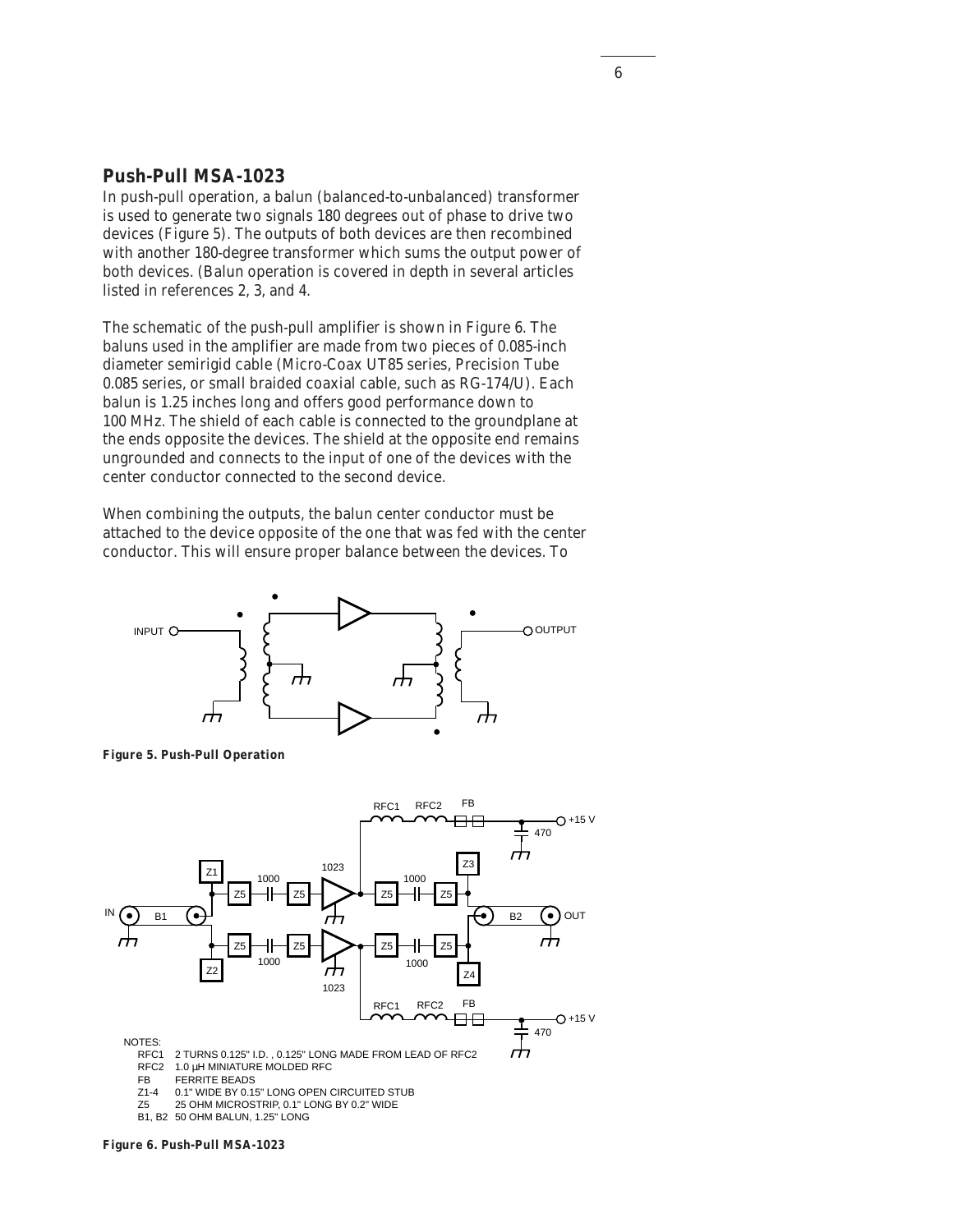## Push-Pull MSA-1023

In push-pull operation, a balun (balanced-to-unbalanced) transformer is used to generate two signals 180 degrees out of phase to drive two devices (Figure 5). The outputs of both devices are then recombined with another 180-degree transformer which sums the output power of both devices. (Balun operation is covered in depth in several articles listed in references 2, 3, and 4.

The schematic of the push-pull amplifier is shown in Figure 6. The baluns used in the amplifier are made from two pieces of 0.085-inch diameter semirigid cable (Micro-Coax UT85 series, Precision Tube 0.085 series, or small braided coaxial cable, such as RG-174/U). Each balun is 1.25 inches long and offers good performance down to 100 MHz. The shield of each cable is connected to the groundplane at the ends opposite the devices. The shield at the opposite end remains ungrounded and connects to the input of one of the devices with the center conductor connected to the second device.

When combining the outputs, the balun center conductor must be attached to the device opposite of the one that was fed with the center conductor. This will ensure proper balance between the devices. To

**Figure 5. Push-Pull Operation**

NOTES:
- RFC1 2 TURNS 0.125" I.D. , 0.125" LONG MADE FROM LEAD OF RFC2
- RFC2 1.0 µH MINIATURE MOLDED RFC
- FB FERRITE BEADS
- Z1-4 0.1" WIDE BY 0.15" LONG OPEN CIRCUITED STUB
- Z5 25 OHM MICROSTRIP, 0.1" LONG BY 0.2" WIDE
- B1, B2 50 OHM BALUN, 1.25" LONG

**Figure 6. Push-Pull MSA-1023**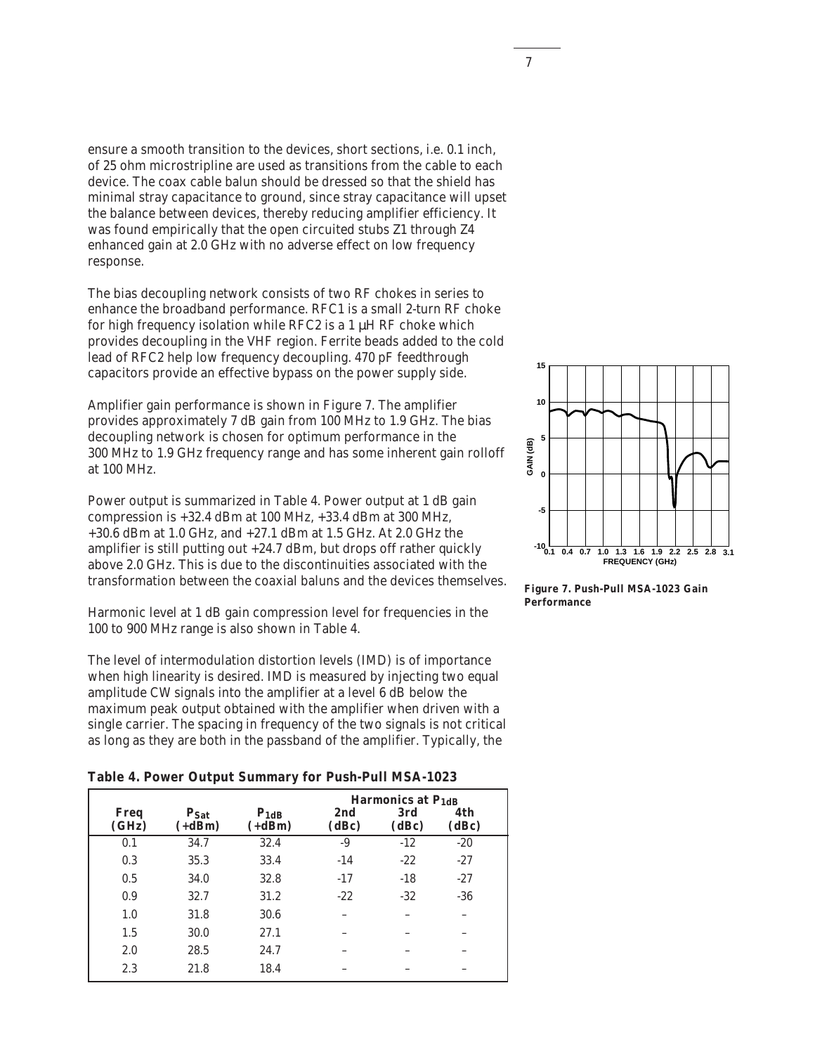ensure a smooth transition to the devices, short sections, i.e. 0.1 inch, of 25 ohm microstripline are used as transitions from the cable to each device. The coax cable balun should be dressed so that the shield has minimal stray capacitance to ground, since stray capacitance will upset the balance between devices, thereby reducing amplifier efficiency. It was found empirically that the open circuited stubs Z1 through Z4 enhanced gain at 2.0 GHz with no adverse effect on low frequency response.

The bias decoupling network consists of two RF chokes in series to enhance the broadband performance. RFC1 is a small 2-turn RF choke for high frequency isolation while RFC2 is a 1 µH RF choke which provides decoupling in the VHF region. Ferrite beads added to the cold lead of RFC2 help low frequency decoupling. 470 pF feedthrough capacitors provide an effective bypass on the power supply side.

Amplifier gain performance is shown in Figure 7. The amplifier provides approximately 7 dB gain from 100 MHz to 1.9 GHz. The bias decoupling network is chosen for optimum performance in the 300 MHz to 1.9 GHz frequency range and has some inherent gain rolloff at 100 MHz.

Power output is summarized in Table 4. Power output at 1 dB gain compression is +32.4 dBm at 100 MHz, +33.4 dBm at 300 MHz, +30.6 dBm at 1.0 GHz, and +27.1 dBm at 1.5 GHz. At 2.0 GHz the amplifier is still putting out +24.7 dBm, but drops off rather quickly above 2.0 GHz. This is due to the discontinuities associated with the transformation between the coaxial baluns and the devices themselves.

Harmonic level at 1 dB gain compression level for frequencies in the 100 to 900 MHz range is also shown in Table 4.

The level of intermodulation distortion levels (IMD) is of importance when high linearity is desired. IMD is measured by injecting two equal amplitude CW signals into the amplifier at a level 6 dB below the maximum peak output obtained with the amplifier when driven with a single carrier. The spacing in frequency of the two signals is not critical as long as they are both in the passband of the amplifier. Typically, the

**Figure 7. Push-Pull MSA-1023 Gain Performance**

**Table 4. Power Output Summary for Push-Pull MSA-1023**

| Freq (GHz) | $P_{Sat}$ (+dBm) | $P_{1dB}$ (+dBm) | Harmonics at $P_{1dB}$ 2nd (dBc) | 3rd (dBc) | 4th (dBc) |
|---|---|---|---|---|---|
| 0.1 | 34.7 | 32.4 | -9 | -12 | -20 |
| 0.3 | 35.3 | 33.4 | -14 | -22 | -27 |
| 0.5 | 34.0 | 32.8 | -17 | -18 | -27 |
| 0.9 | 32.7 | 31.2 | -22 | -32 | -36 |
| 1.0 | 31.8 | 30.6 | – | – | – |
| 1.5 | 30.0 | 27.1 | – | – | – |
| 2.0 | 28.5 | 24.7 | – | – | – |
| 2.3 | 21.8 | 18.4 | – | – | – |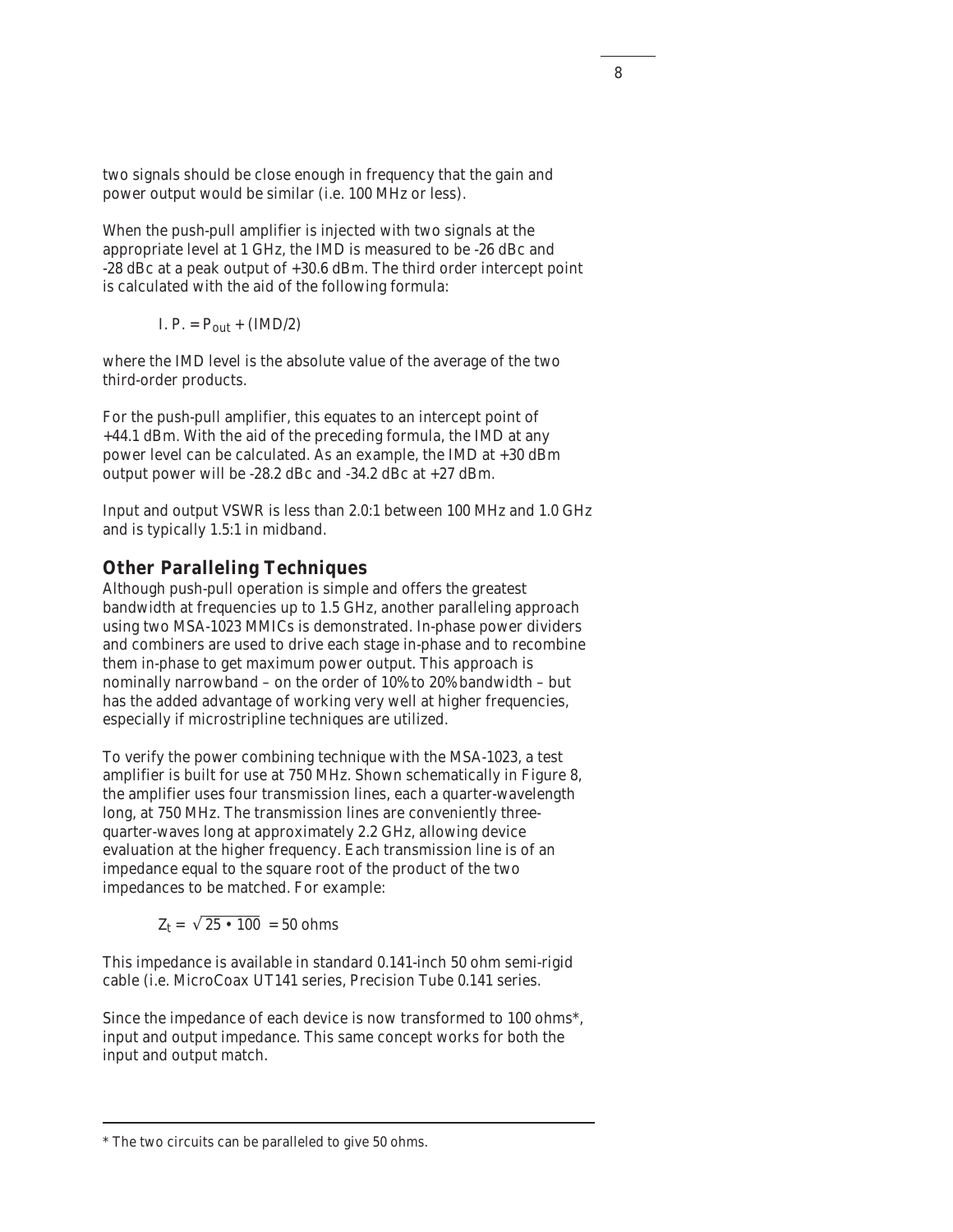two signals should be close enough in frequency that the gain and power output would be similar (i.e. 100 MHz or less).

When the push-pull amplifier is injected with two signals at the appropriate level at 1 GHz, the IMD is measured to be -26 dBc and -28 dBc at a peak output of +30.6 dBm. The third order intercept point is calculated with the aid of the following formula:

$$I.\ P. = P_{out} + (IMD/2)$$

where the IMD level is the absolute value of the average of the two third-order products.

For the push-pull amplifier, this equates to an intercept point of +44.1 dBm. With the aid of the preceding formula, the IMD at any power level can be calculated. As an example, the IMD at +30 dBm output power will be -28.2 dBc and -34.2 dBc at +27 dBm.

Input and output VSWR is less than 2.0:1 between 100 MHz and 1.0 GHz and is typically 1.5:1 in midband.

## Other Paralleling Techniques

Although push-pull operation is simple and offers the greatest bandwidth at frequencies up to 1.5 GHz, another paralleling approach using two MSA-1023 MMICs is demonstrated. In-phase power dividers and combiners are used to drive each stage in-phase and to recombine them in-phase to get maximum power output. This approach is nominally narrowband – on the order of 10% to 20% bandwidth – but has the added advantage of working very well at higher frequencies, especially if microstripline techniques are utilized.

To verify the power combining technique with the MSA-1023, a test amplifier is built for use at 750 MHz. Shown schematically in Figure 8, the amplifier uses four transmission lines, each a quarter-wavelength long, at 750 MHz. The transmission lines are conveniently three-quarter-waves long at approximately 2.2 GHz, allowing device evaluation at the higher frequency. Each transmission line is of an impedance equal to the square root of the product of the two impedances to be matched. For example:

$$Z_t = \sqrt{25 \bullet 100} = 50 \text{ ohms}$$

This impedance is available in standard 0.141-inch 50 ohm semi-rigid cable (i.e. MicroCoax UT141 series, Precision Tube 0.141 series.

Since the impedance of each device is now transformed to 100 ohms*, input and output impedance. This same concept works for both the input and output match.

---

* The two circuits can be paralleled to give 50 ohms.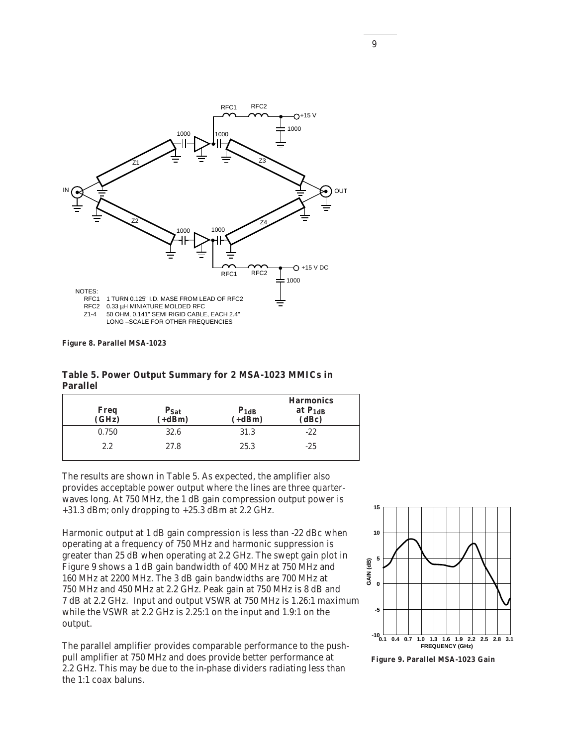NOTES:
RFC1 1 TURN 0.125" I.D. MASE FROM LEAD OF RFC2
RFC2 0.33 µH MINIATURE MOLDED RFC
Z1-4 50 OHM, 0.141" SEMI RIGID CABLE, EACH 2.4" LONG –SCALE FOR OTHER FREQUENCIES

**Figure 8. Parallel MSA-1023**

**Table 5. Power Output Summary for 2 MSA-1023 MMICs in Parallel**

| Freq (GHz) | $P_{Sat}$ (+dBm) | $P_{1dB}$ (+dBm) | Harmonics at $P_{1dB}$ (dBc) |
|---|---|---|---|
| 0.750 | 32.6 | 31.3 | -22 |
| 2.2 | 27.8 | 25.3 | -25 |

The results are shown in Table 5. As expected, the amplifier also provides acceptable power output where the lines are three quarter-waves long. At 750 MHz, the 1 dB gain compression output power is +31.3 dBm; only dropping to +25.3 dBm at 2.2 GHz.

Harmonic output at 1 dB gain compression is less than -22 dBc when operating at a frequency of 750 MHz and harmonic suppression is greater than 25 dB when operating at 2.2 GHz. The swept gain plot in Figure 9 shows a 1 dB gain bandwidth of 400 MHz at 750 MHz and 160 MHz at 2200 MHz. The 3 dB gain bandwidths are 700 MHz at 750 MHz and 450 MHz at 2.2 GHz. Peak gain at 750 MHz is 8 dB and 7 dB at 2.2 GHz. Input and output VSWR at 750 MHz is 1.26:1 maximum while the VSWR at 2.2 GHz is 2.25:1 on the input and 1.9:1 on the output.

The parallel amplifier provides comparable performance to the push-pull amplifier at 750 MHz and does provide better performance at 2.2 GHz. This may be due to the in-phase dividers radiating less than the 1:1 coax baluns.

**Figure 9. Parallel MSA-1023 Gain**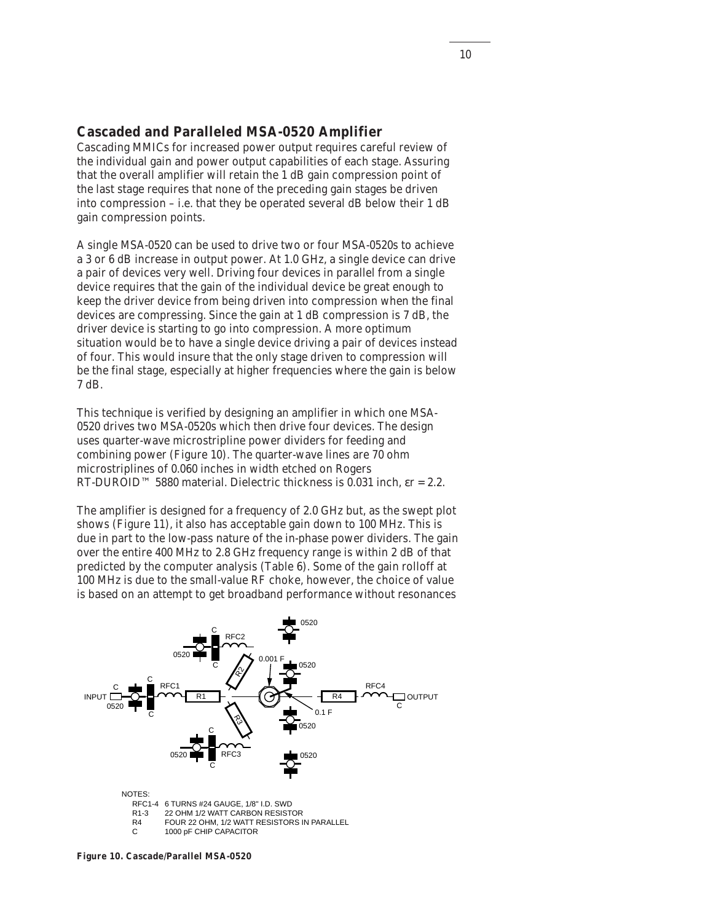## Cascaded and Paralleled MSA-0520 Amplifier

Cascading MMICs for increased power output requires careful review of the individual gain and power output capabilities of each stage. Assuring that the overall amplifier will retain the 1 dB gain compression point of the last stage requires that none of the preceding gain stages be driven into compression – i.e. that they be operated several dB below their 1 dB gain compression points.

A single MSA-0520 can be used to drive two or four MSA-0520s to achieve a 3 or 6 dB increase in output power. At 1.0 GHz, a single device can drive a pair of devices very well. Driving four devices in parallel from a single device requires that the gain of the individual device be great enough to keep the driver device from being driven into compression when the final devices are compressing. Since the gain at 1 dB compression is 7 dB, the driver device is starting to go into compression. A more optimum situation would be to have a single device driving a pair of devices instead of four. This would insure that the only stage driven to compression will be the final stage, especially at higher frequencies where the gain is below 7 dB.

This technique is verified by designing an amplifier in which one MSA-0520 drives two MSA-0520s which then drive four devices. The design uses quarter-wave microstripline power dividers for feeding and combining power (Figure 10). The quarter-wave lines are 70 ohm microstriplines of 0.060 inches in width etched on Rogers RT-DUROID™ 5880 material. Dielectric thickness is 0.031 inch, $\varepsilon r = 2.2$.

The amplifier is designed for a frequency of 2.0 GHz but, as the swept plot shows (Figure 11), it also has acceptable gain down to 100 MHz. This is due in part to the low-pass nature of the in-phase power dividers. The gain over the entire 400 MHz to 2.8 GHz frequency range is within 2 dB of that predicted by the computer analysis (Table 6). Some of the gain rolloff at 100 MHz is due to the small-value RF choke, however, the choice of value is based on an attempt to get broadband performance without resonances

NOTES:

- RFC1-4 6 TURNS #24 GAUGE, 1/8" I.D. SWD
- R1-3 22 OHM 1/2 WATT CARBON RESISTOR
- R4 FOUR 22 OHM, 1/2 WATT RESISTORS IN PARALLEL
- C 1000 pF CHIP CAPACITOR

**Figure 10. Cascade/Parallel MSA-0520**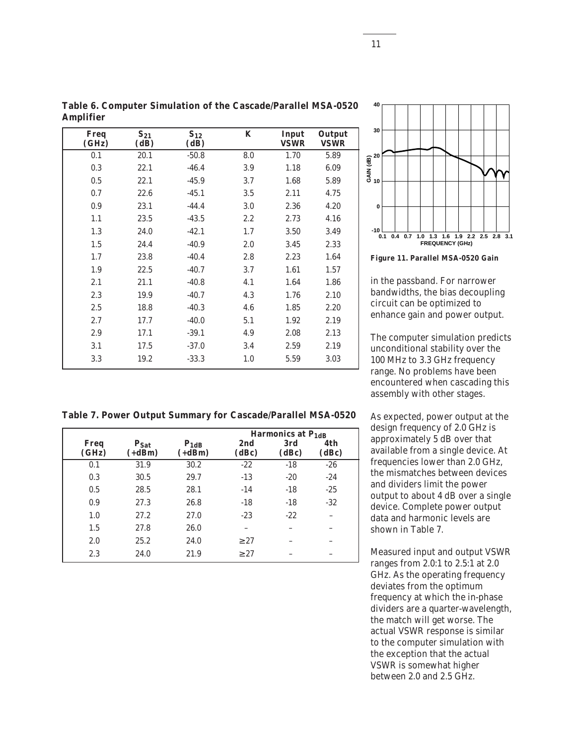**Table 6. Computer Simulation of the Cascade/Parallel MSA-0520 Amplifier**

| Freq (GHz) | $S_{21}$ (dB) | $S_{12}$ (dB) | K | Input VSWR | Output VSWR |
|---|---|---|---|---|---|
| 0.1 | 20.1 | -50.8 | 8.0 | 1.70 | 5.89 |
| 0.3 | 22.1 | -46.4 | 3.9 | 1.18 | 6.09 |
| 0.5 | 22.1 | -45.9 | 3.7 | 1.68 | 5.89 |
| 0.7 | 22.6 | -45.1 | 3.5 | 2.11 | 4.75 |
| 0.9 | 23.1 | -44.4 | 3.0 | 2.36 | 4.20 |
| 1.1 | 23.5 | -43.5 | 2.2 | 2.73 | 4.16 |
| 1.3 | 24.0 | -42.1 | 1.7 | 3.50 | 3.49 |
| 1.5 | 24.4 | -40.9 | 2.0 | 3.45 | 2.33 |
| 1.7 | 23.8 | -40.4 | 2.8 | 2.23 | 1.64 |
| 1.9 | 22.5 | -40.7 | 3.7 | 1.61 | 1.57 |
| 2.1 | 21.1 | -40.8 | 4.1 | 1.64 | 1.86 |
| 2.3 | 19.9 | -40.7 | 4.3 | 1.76 | 2.10 |
| 2.5 | 18.8 | -40.3 | 4.6 | 1.85 | 2.20 |
| 2.7 | 17.7 | -40.0 | 5.1 | 1.92 | 2.19 |
| 2.9 | 17.1 | -39.1 | 4.9 | 2.08 | 2.13 |
| 3.1 | 17.5 | -37.0 | 3.4 | 2.59 | 2.19 |
| 3.3 | 19.2 | -33.3 | 1.0 | 5.59 | 3.03 |

**Table 7. Power Output Summary for Cascade/Parallel MSA-0520**

| | | | Harmonics at $P_{1dB}$ | | |
|---|---|---|---|---|---|
| Freq (GHz) | $P_{Sat}$ (+dBm) | $P_{1dB}$ (+dBm) | 2nd (dBc) | 3rd (dBc) | 4th (dBc) |
| 0.1 | 31.9 | 30.2 | -22 | -18 | -26 |
| 0.3 | 30.5 | 29.7 | -13 | -20 | -24 |
| 0.5 | 28.5 | 28.1 | -14 | -18 | -25 |
| 0.9 | 27.3 | 26.8 | -18 | -18 | -32 |
| 1.0 | 27.2 | 27.0 | -23 | -22 | – |
| 1.5 | 27.8 | 26.0 | – | – | – |
| 2.0 | 25.2 | 24.0 | ≥ 27 | – | – |
| 2.3 | 24.0 | 21.9 | ≥ 27 | – | – |

**Figure 11. Parallel MSA-0520 Gain**

in the passband. For narrower bandwidths, the bias decoupling circuit can be optimized to enhance gain and power output.

The computer simulation predicts unconditional stability over the 100 MHz to 3.3 GHz frequency range. No problems have been encountered when cascading this assembly with other stages.

As expected, power output at the design frequency of 2.0 GHz is approximately 5 dB over that available from a single device. At frequencies lower than 2.0 GHz, the mismatches between devices and dividers limit the power output to about 4 dB over a single device. Complete power output data and harmonic levels are shown in Table 7.

Measured input and output VSWR ranges from 2.0:1 to 2.5:1 at 2.0 GHz. As the operating frequency deviates from the optimum frequency at which the in-phase dividers are a quarter-wavelength, the match will get worse. The actual VSWR response is similar to the computer simulation with the exception that the actual VSWR is somewhat higher between 2.0 and 2.5 GHz.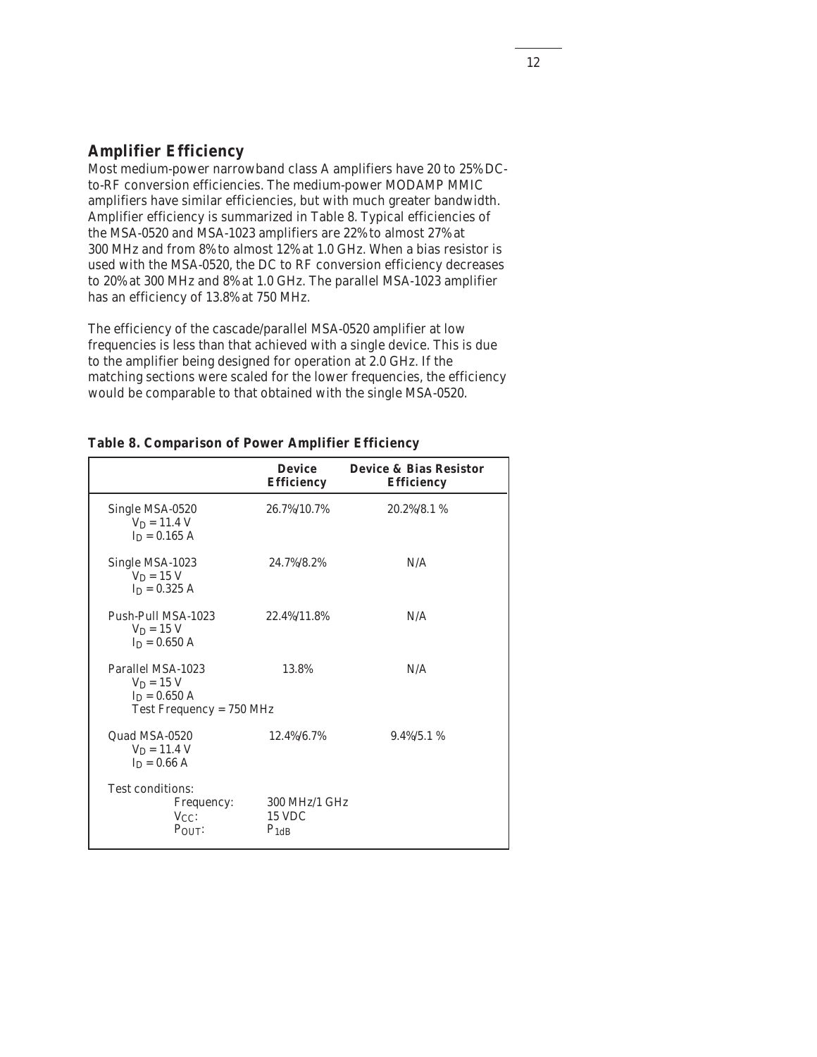## Amplifier Efficiency

Most medium-power narrowband class A amplifiers have 20 to 25% DC-to-RF conversion efficiencies. The medium-power MODAMP MMIC amplifiers have similar efficiencies, but with much greater bandwidth. Amplifier efficiency is summarized in Table 8. Typical efficiencies of the MSA-0520 and MSA-1023 amplifiers are 22% to almost 27% at 300 MHz and from 8% to almost 12% at 1.0 GHz. When a bias resistor is used with the MSA-0520, the DC to RF conversion efficiency decreases to 20% at 300 MHz and 8% at 1.0 GHz. The parallel MSA-1023 amplifier has an efficiency of 13.8% at 750 MHz.

The efficiency of the cascade/parallel MSA-0520 amplifier at low frequencies is less than that achieved with a single device. This is due to the amplifier being designed for operation at 2.0 GHz. If the matching sections were scaled for the lower frequencies, the efficiency would be comparable to that obtained with the single MSA-0520.

**Table 8. Comparison of Power Amplifier Efficiency**

| | Device Efficiency | Device & Bias Resistor Efficiency |
|---|---|---|
| Single MSA-0520<br>$V_D = 11.4$ V<br>$I_D = 0.165$ A | 26.7%/10.7% | 20.2%/8.1 % |
| Single MSA-1023<br>$V_D = 15$ V<br>$I_D = 0.325$ A | 24.7%/8.2% | N/A |
| Push-Pull MSA-1023<br>$V_D = 15$ V<br>$I_D = 0.650$ A | 22.4%/11.8% | N/A |
| Parallel MSA-1023<br>$V_D = 15$ V<br>$I_D = 0.650$ A<br>Test Frequency = 750 MHz | 13.8% | N/A |
| Quad MSA-0520<br>$V_D = 11.4$ V<br>$I_D = 0.66$ A | 12.4%/6.7% | 9.4%/5.1 % |
| Test conditions:<br>Frequency:<br>$V_{CC}$:<br>$P_{OUT}$: | <br>300 MHz/1 GHz<br>15 VDC<br>$P_{1dB}$ | |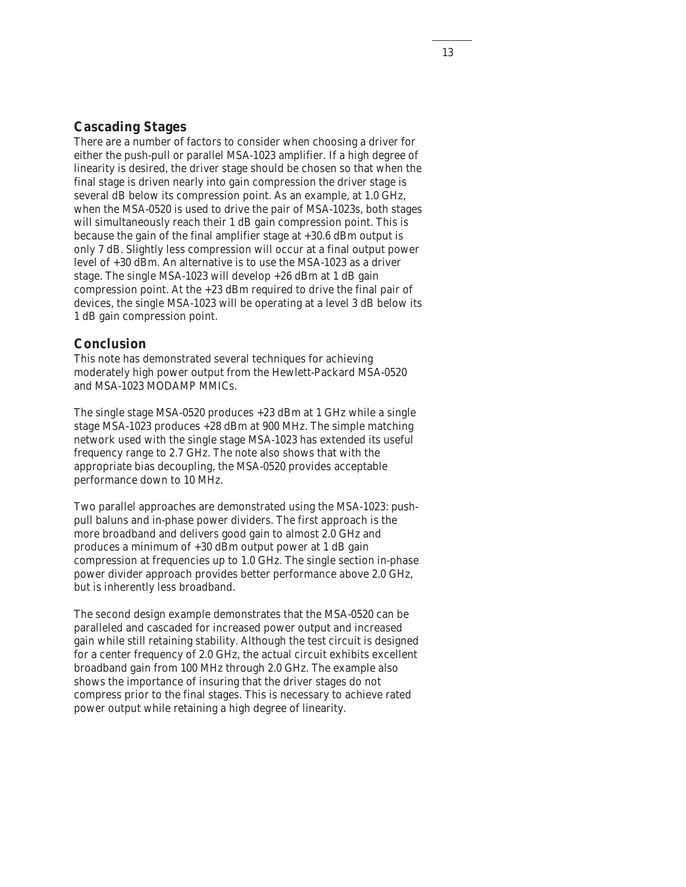## Cascading Stages

There are a number of factors to consider when choosing a driver for either the push-pull or parallel MSA-1023 amplifier. If a high degree of linearity is desired, the driver stage should be chosen so that when the final stage is driven nearly into gain compression the driver stage is several dB below its compression point. As an example, at 1.0 GHz, when the MSA-0520 is used to drive the pair of MSA-1023s, both stages will simultaneously reach their 1 dB gain compression point. This is because the gain of the final amplifier stage at +30.6 dBm output is only 7 dB. Slightly less compression will occur at a final output power level of +30 dBm. An alternative is to use the MSA-1023 as a driver stage. The single MSA-1023 will develop +26 dBm at 1 dB gain compression point. At the +23 dBm required to drive the final pair of devices, the single MSA-1023 will be operating at a level 3 dB below its 1 dB gain compression point.

## Conclusion

This note has demonstrated several techniques for achieving moderately high power output from the Hewlett-Packard MSA-0520 and MSA-1023 MODAMP MMICs.

The single stage MSA-0520 produces +23 dBm at 1 GHz while a single stage MSA-1023 produces +28 dBm at 900 MHz. The simple matching network used with the single stage MSA-1023 has extended its useful frequency range to 2.7 GHz. The note also shows that with the appropriate bias decoupling, the MSA-0520 provides acceptable performance down to 10 MHz.

Two parallel approaches are demonstrated using the MSA-1023: push-pull baluns and in-phase power dividers. The first approach is the more broadband and delivers good gain to almost 2.0 GHz and produces a minimum of +30 dBm output power at 1 dB gain compression at frequencies up to 1.0 GHz. The single section in-phase power divider approach provides better performance above 2.0 GHz, but is inherently less broadband.

The second design example demonstrates that the MSA-0520 can be paralleled and cascaded for increased power output and increased gain while still retaining stability. Although the test circuit is designed for a center frequency of 2.0 GHz, the actual circuit exhibits excellent broadband gain from 100 MHz through 2.0 GHz. The example also shows the importance of insuring that the driver stages do not compress prior to the final stages. This is necessary to achieve rated power output while retaining a high degree of linearity.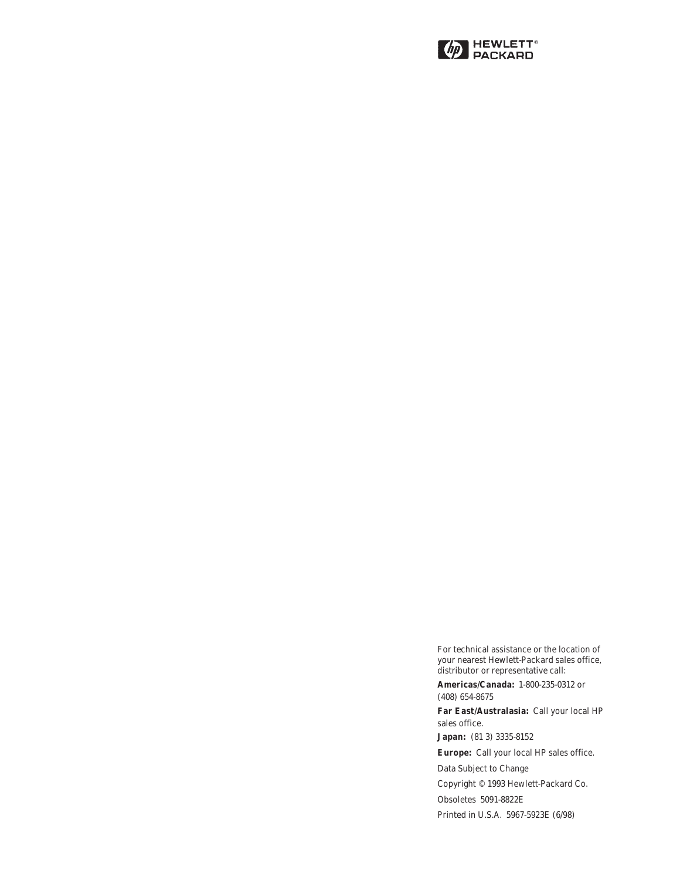HEWLETT PACKARD

For technical assistance or the location of your nearest Hewlett-Packard sales office, distributor or representative call:

**Americas/Canada:** 1-800-235-0312 or (408) 654-8675

**Far East/Australasia:** Call your local HP sales office.

**Japan:** (81 3) 3335-8152

**Europe:** Call your local HP sales office.

Data Subject to Change

Copyright © 1993 Hewlett-Packard Co.

Obsoletes 5091-8822E

Printed in U.S.A. 5967-5923E (6/98)